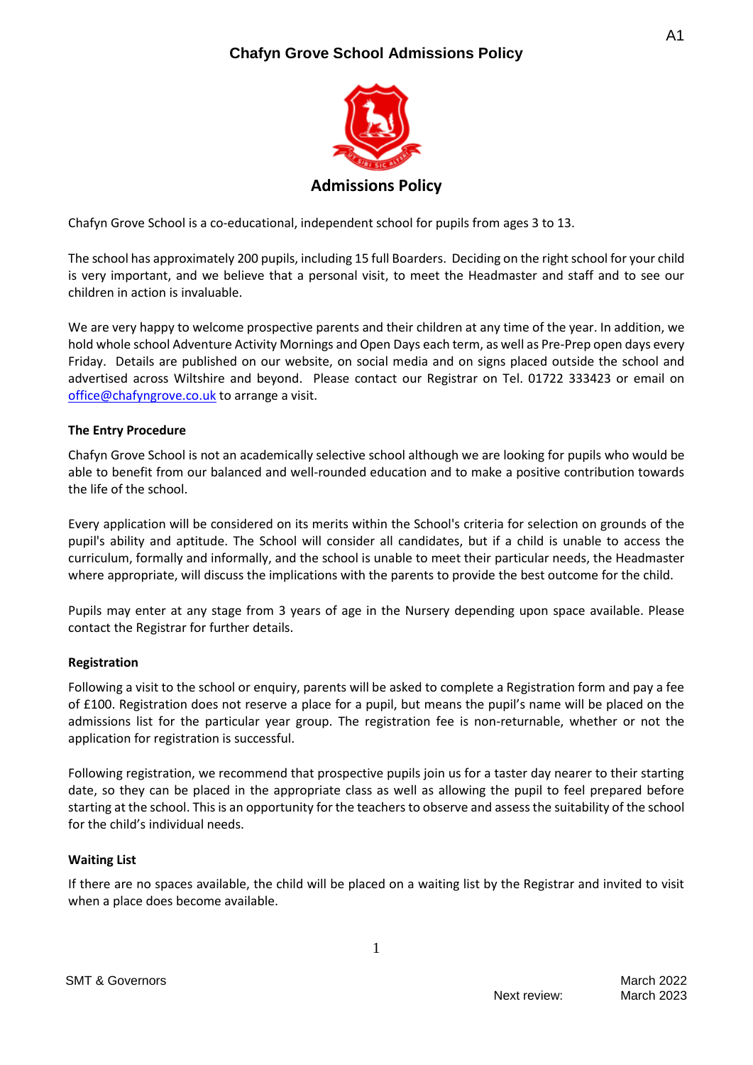# Chafyn Grove School Admissions Policy

## Admissions Policy

Chafyn Grove School is a co-educational, independent school for pupils from ages 3 to 13.

The school has approximately 200 pupils, including 15 full Boarders. Deciding on the right school for your child is very important, and we believe that a personal visit, to meet the Headmaster and staff and to see our children in action is invaluable.

We are very happy to welcome prospective parents and their children at any time of the year. In addition, we hold whole school Adventure Activity Mornings and Open Days each term, as well as Pre-Prep open days every Friday. Details are published on our website, on social media and on signs placed outside the school and advertised across Wiltshire and beyond. Please contact our Registrar on Tel. 01722 333423 or email on office@chafyngrove.co.uk to arrange a visit.

### The Entry Procedure

Chafyn Grove School is not an academically selective school although we are looking for pupils who would be able to benefit from our balanced and well-rounded education and to make a positive contribution towards the life of the school.

Every application will be considered on its merits within the School's criteria for selection on grounds of the pupil's ability and aptitude. The School will consider all candidates, but if a child is unable to access the curriculum, formally and informally, and the school is unable to meet their particular needs, the Headmaster where appropriate, will discuss the implications with the parents to provide the best outcome for the child.

Pupils may enter at any stage from 3 years of age in the Nursery depending upon space available. Please contact the Registrar for further details.

### Registration

Following a visit to the school or enquiry, parents will be asked to complete a Registration form and pay a fee of £100. Registration does not reserve a place for a pupil, but means the pupil's name will be placed on the admissions list for the particular year group. The registration fee is non-returnable, whether or not the application for registration is successful.

Following registration, we recommend that prospective pupils join us for a taster day nearer to their starting date, so they can be placed in the appropriate class as well as allowing the pupil to feel prepared before starting at the school. This is an opportunity for the teachers to observe and assess the suitability of the school for the child's individual needs.

### Waiting List

If there are no spaces available, the child will be placed on a waiting list by the Registrar and invited to visit when a place does become available.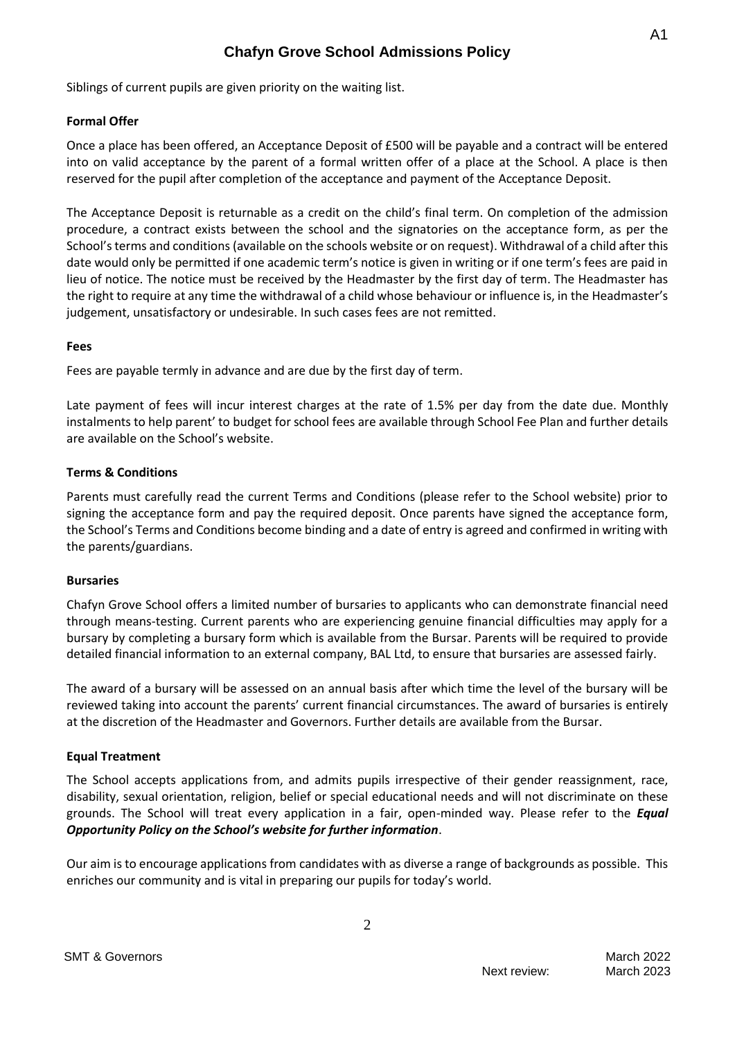Siblings of current pupils are given priority on the waiting list.

**Formal Offer**

Once a place has been offered, an Acceptance Deposit of £500 will be payable and a contract will be entered into on valid acceptance by the parent of a formal written offer of a place at the School. A place is then reserved for the pupil after completion of the acceptance and payment of the Acceptance Deposit.

The Acceptance Deposit is returnable as a credit on the child's final term. On completion of the admission procedure, a contract exists between the school and the signatories on the acceptance form, as per the School's terms and conditions (available on the schools website or on request). Withdrawal of a child after this date would only be permitted if one academic term's notice is given in writing or if one term's fees are paid in lieu of notice. The notice must be received by the Headmaster by the first day of term. The Headmaster has the right to require at any time the withdrawal of a child whose behaviour or influence is, in the Headmaster's judgement, unsatisfactory or undesirable. In such cases fees are not remitted.

**Fees**

Fees are payable termly in advance and are due by the first day of term.

Late payment of fees will incur interest charges at the rate of 1.5% per day from the date due. Monthly instalments to help parent' to budget for school fees are available through School Fee Plan and further details are available on the School's website.

**Terms & Conditions**

Parents must carefully read the current Terms and Conditions (please refer to the School website) prior to signing the acceptance form and pay the required deposit. Once parents have signed the acceptance form, the School's Terms and Conditions become binding and a date of entry is agreed and confirmed in writing with the parents/guardians.

**Bursaries**

Chafyn Grove School offers a limited number of bursaries to applicants who can demonstrate financial need through means-testing. Current parents who are experiencing genuine financial difficulties may apply for a bursary by completing a bursary form which is available from the Bursar. Parents will be required to provide detailed financial information to an external company, BAL Ltd, to ensure that bursaries are assessed fairly.

The award of a bursary will be assessed on an annual basis after which time the level of the bursary will be reviewed taking into account the parents' current financial circumstances. The award of bursaries is entirely at the discretion of the Headmaster and Governors. Further details are available from the Bursar.

**Equal Treatment**

The School accepts applications from, and admits pupils irrespective of their gender reassignment, race, disability, sexual orientation, religion, belief or special educational needs and will not discriminate on these grounds. The School will treat every application in a fair, open-minded way. Please refer to the ***Equal Opportunity Policy on the School's website for further information***.

Our aim is to encourage applications from candidates with as diverse a range of backgrounds as possible. This enriches our community and is vital in preparing our pupils for today's world.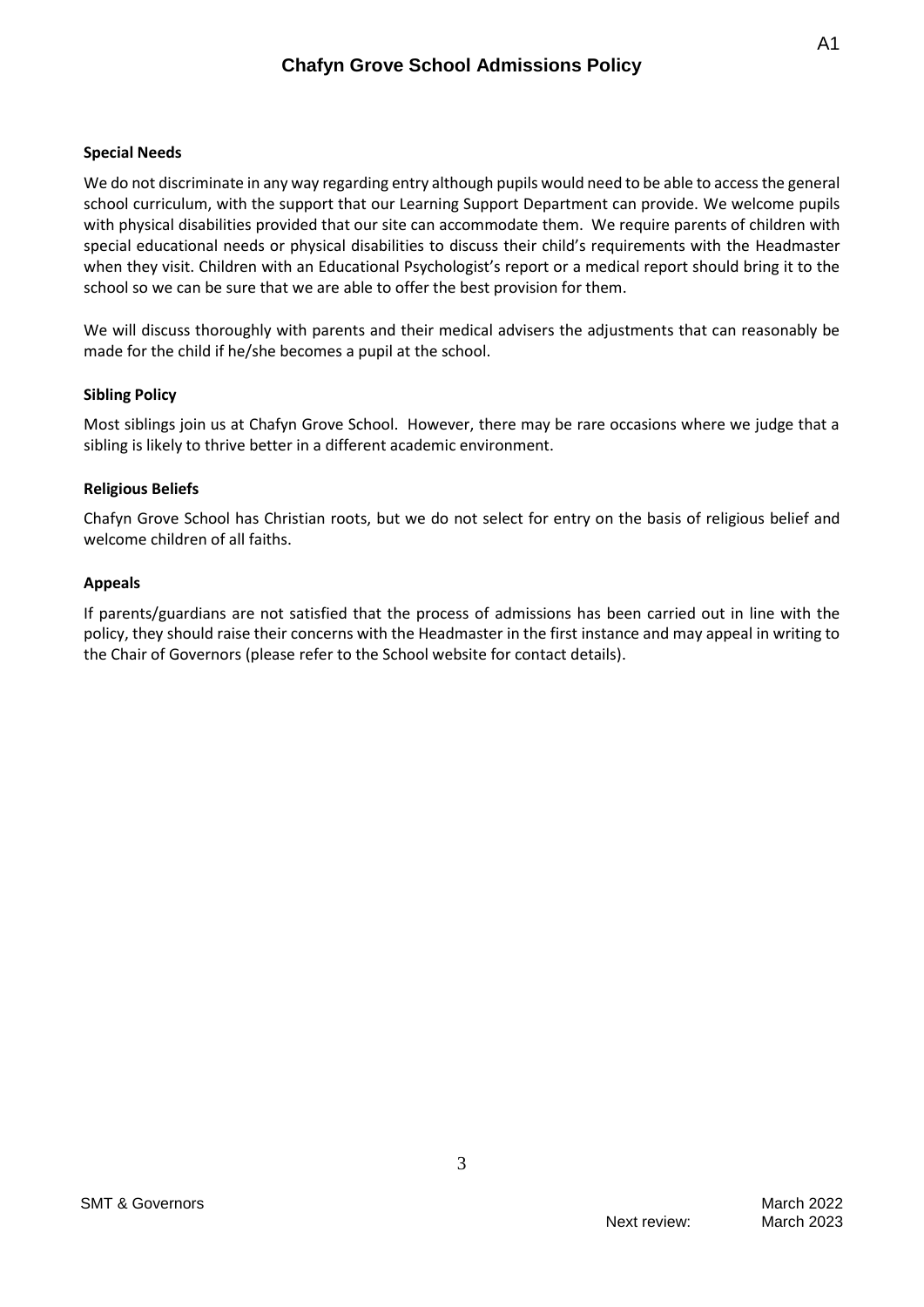#### Special Needs

We do not discriminate in any way regarding entry although pupils would need to be able to access the general school curriculum, with the support that our Learning Support Department can provide. We welcome pupils with physical disabilities provided that our site can accommodate them. We require parents of children with special educational needs or physical disabilities to discuss their child's requirements with the Headmaster when they visit. Children with an Educational Psychologist's report or a medical report should bring it to the school so we can be sure that we are able to offer the best provision for them.

We will discuss thoroughly with parents and their medical advisers the adjustments that can reasonably be made for the child if he/she becomes a pupil at the school.

#### Sibling Policy

Most siblings join us at Chafyn Grove School. However, there may be rare occasions where we judge that a sibling is likely to thrive better in a different academic environment.

#### Religious Beliefs

Chafyn Grove School has Christian roots, but we do not select for entry on the basis of religious belief and welcome children of all faiths.

#### Appeals

If parents/guardians are not satisfied that the process of admissions has been carried out in line with the policy, they should raise their concerns with the Headmaster in the first instance and may appeal in writing to the Chair of Governors (please refer to the School website for contact details).

SMT & Governors March 2022

Next review: March 2023